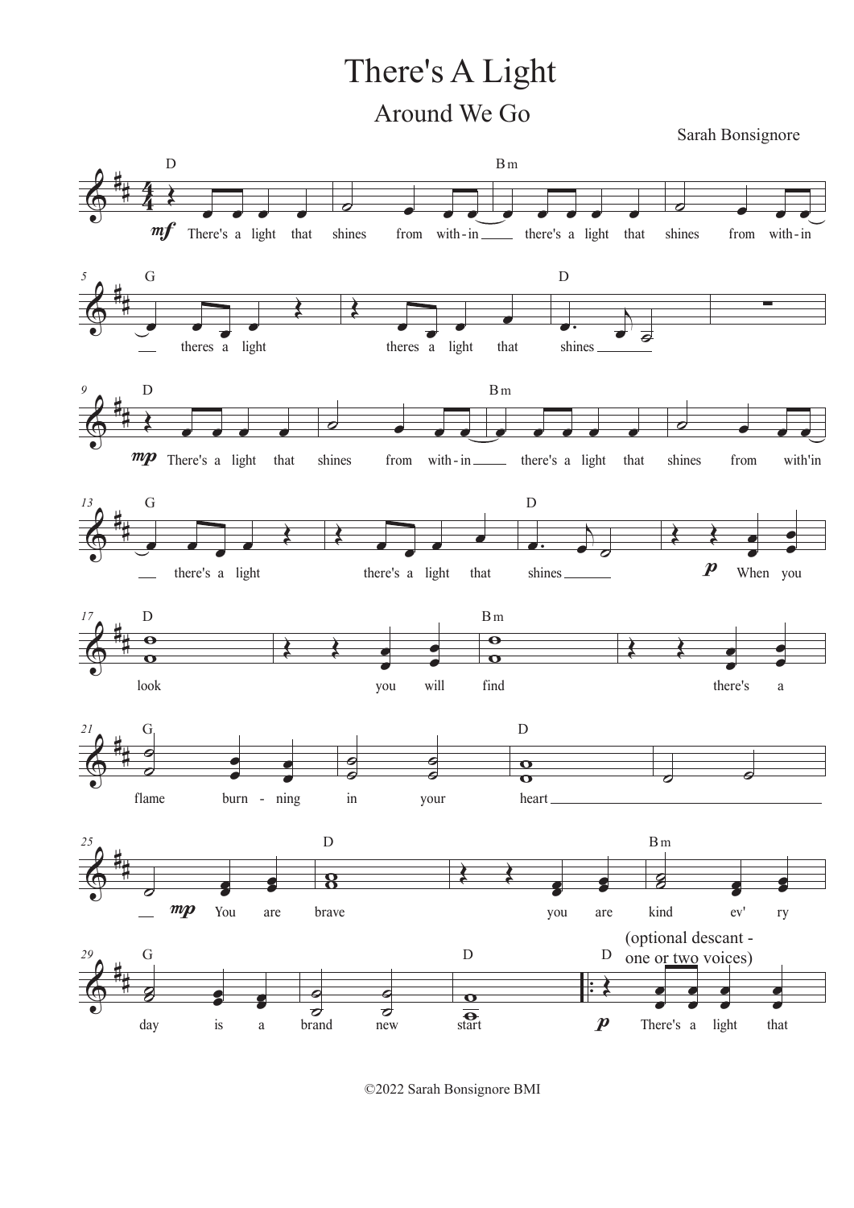# There's A Light

## Around We Go

Sarah Bonsignore

(optional descant - one or two voices)

©2022 Sarah Bonsignore BMI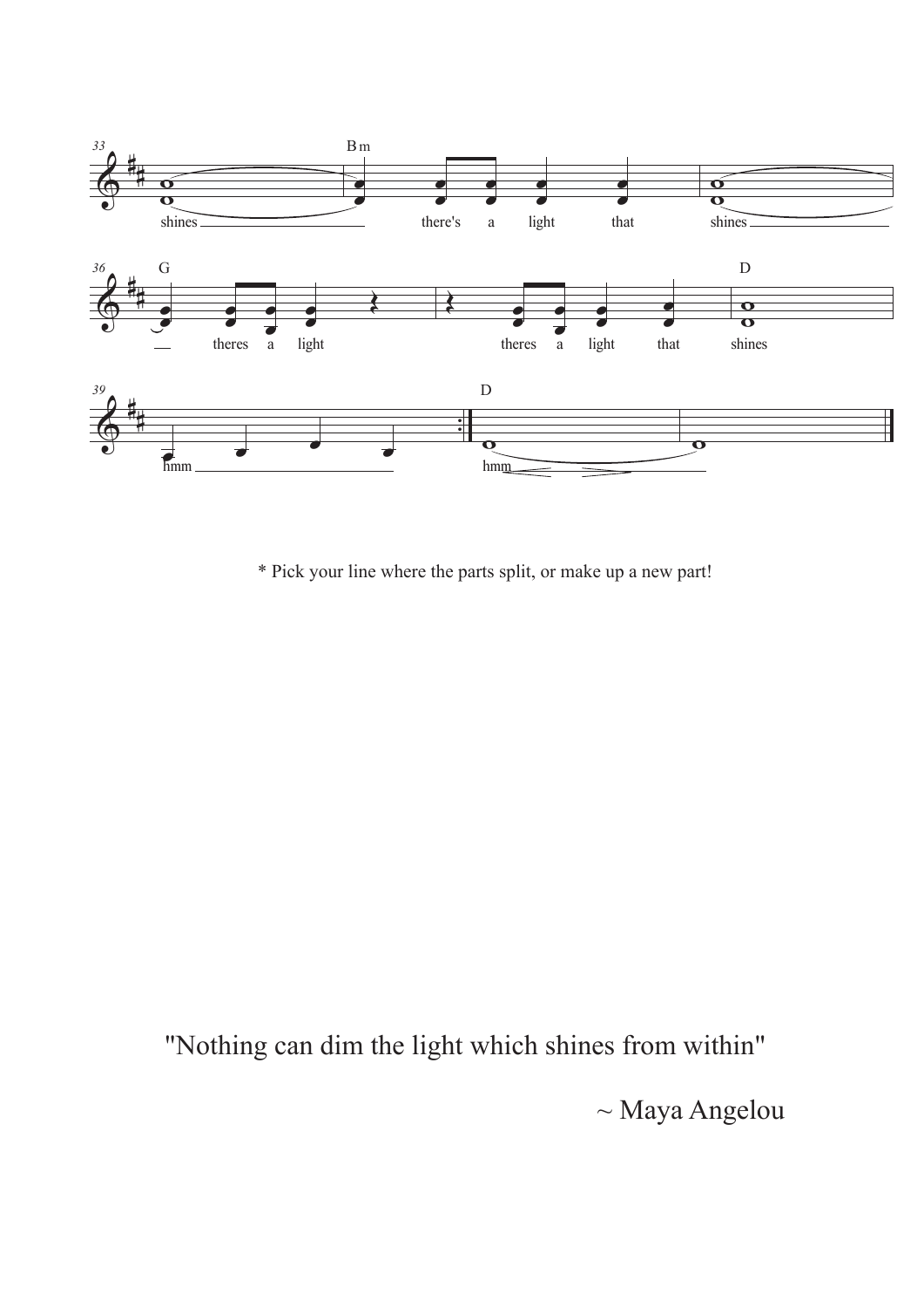\* Pick your line where the parts split, or make up a new part!

"Nothing can dim the light which shines from within"

~ Maya Angelou